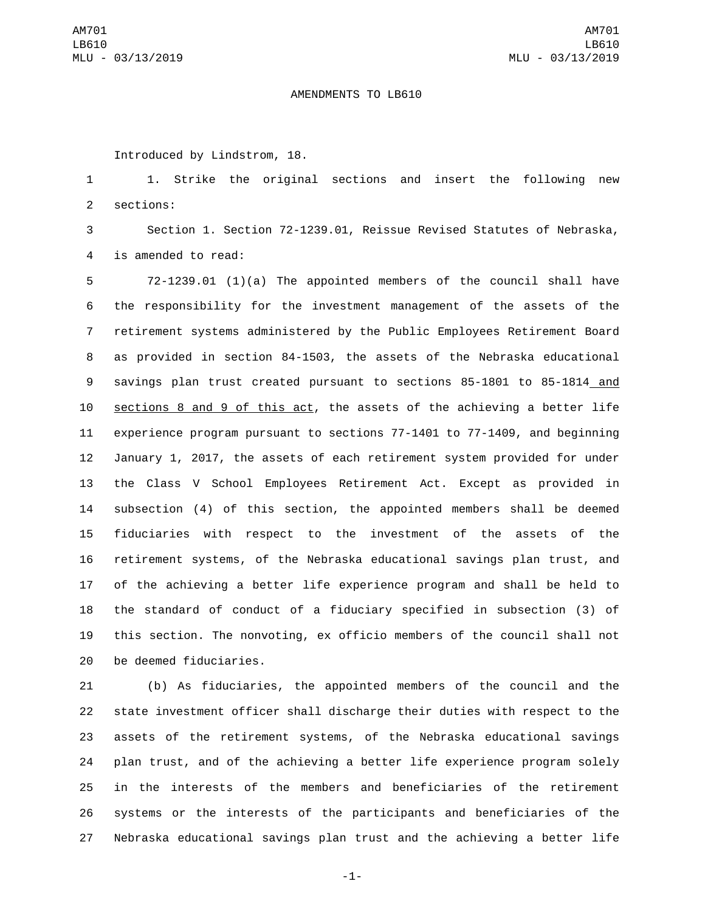AMENDMENTS TO LB610

Introduced by Lindstrom, 18.

1. Strike the original sections and insert the following new sections:

Section 1. Section 72-1239.01, Reissue Revised Statutes of Nebraska, is amended to read:

72-1239.01 (1)(a) The appointed members of the council shall have the responsibility for the investment management of the assets of the retirement systems administered by the Public Employees Retirement Board as provided in section 84-1503, the assets of the Nebraska educational savings plan trust created pursuant to sections 85-1801 to 85-1814 <u>and sections 8 and 9 of this act</u>, the assets of the achieving a better life experience program pursuant to sections 77-1401 to 77-1409, and beginning January 1, 2017, the assets of each retirement system provided for under the Class V School Employees Retirement Act. Except as provided in subsection (4) of this section, the appointed members shall be deemed fiduciaries with respect to the investment of the assets of the retirement systems, of the Nebraska educational savings plan trust, and of the achieving a better life experience program and shall be held to the standard of conduct of a fiduciary specified in subsection (3) of this section. The nonvoting, ex officio members of the council shall not be deemed fiduciaries.

(b) As fiduciaries, the appointed members of the council and the state investment officer shall discharge their duties with respect to the assets of the retirement systems, of the Nebraska educational savings plan trust, and of the achieving a better life experience program solely in the interests of the members and beneficiaries of the retirement systems or the interests of the participants and beneficiaries of the Nebraska educational savings plan trust and the achieving a better life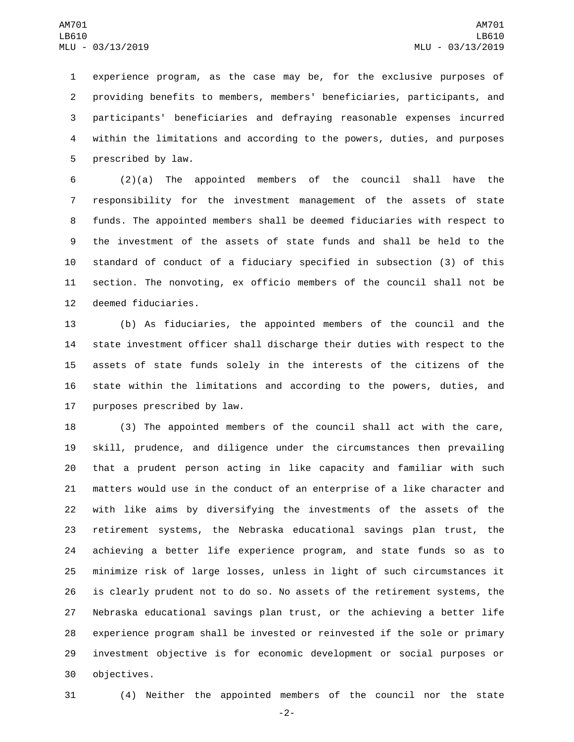experience program, as the case may be, for the exclusive purposes of providing benefits to members, members' beneficiaries, participants, and participants' beneficiaries and defraying reasonable expenses incurred within the limitations and according to the powers, duties, and purposes prescribed by law.

(2)(a) The appointed members of the council shall have the responsibility for the investment management of the assets of state funds. The appointed members shall be deemed fiduciaries with respect to the investment of the assets of state funds and shall be held to the standard of conduct of a fiduciary specified in subsection (3) of this section. The nonvoting, ex officio members of the council shall not be deemed fiduciaries.

(b) As fiduciaries, the appointed members of the council and the state investment officer shall discharge their duties with respect to the assets of state funds solely in the interests of the citizens of the state within the limitations and according to the powers, duties, and purposes prescribed by law.

(3) The appointed members of the council shall act with the care, skill, prudence, and diligence under the circumstances then prevailing that a prudent person acting in like capacity and familiar with such matters would use in the conduct of an enterprise of a like character and with like aims by diversifying the investments of the assets of the retirement systems, the Nebraska educational savings plan trust, the achieving a better life experience program, and state funds so as to minimize risk of large losses, unless in light of such circumstances it is clearly prudent not to do so. No assets of the retirement systems, the Nebraska educational savings plan trust, or the achieving a better life experience program shall be invested or reinvested if the sole or primary investment objective is for economic development or social purposes or objectives.

(4) Neither the appointed members of the council nor the state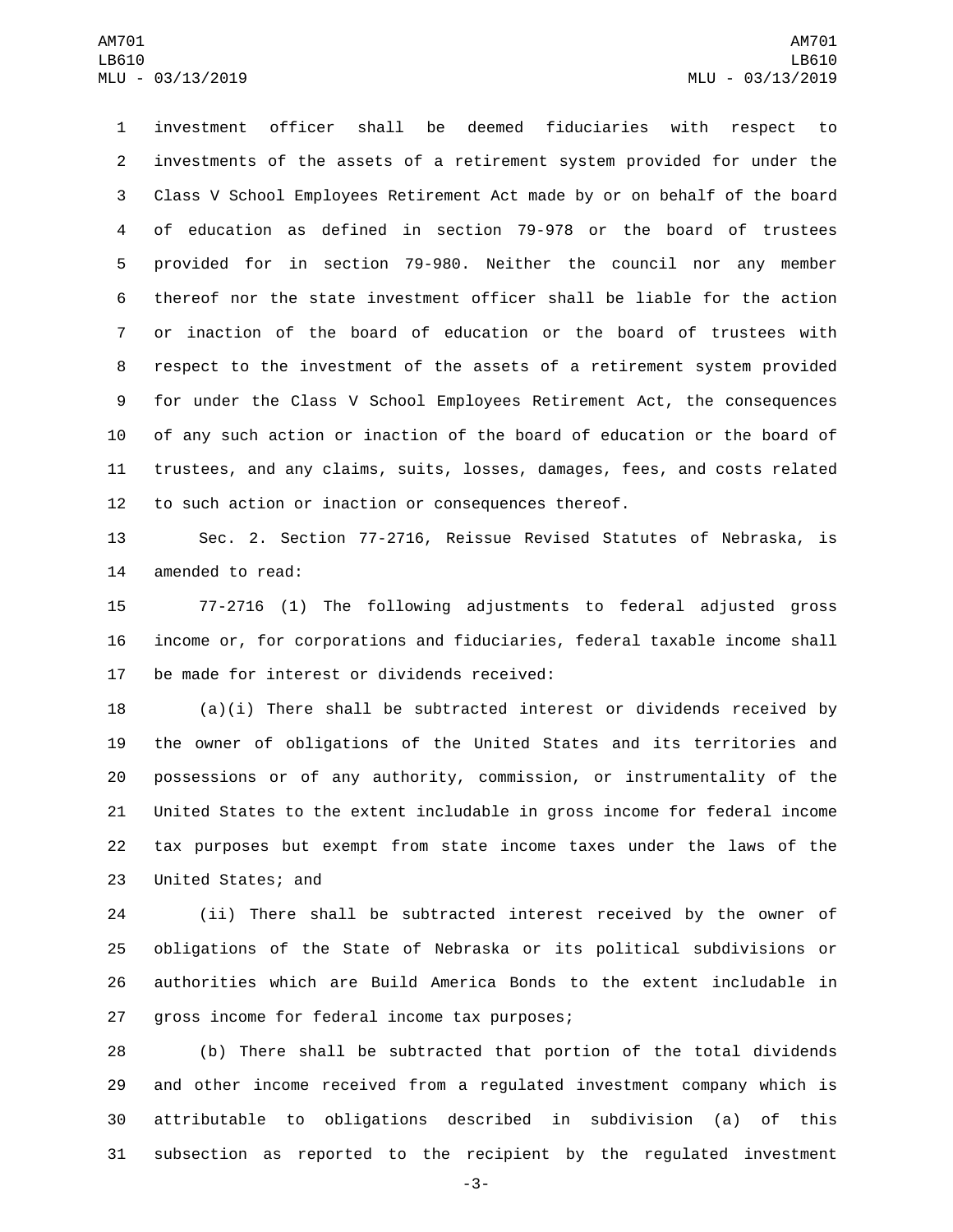investment officer shall be deemed fiduciaries with respect to investments of the assets of a retirement system provided for under the Class V School Employees Retirement Act made by or on behalf of the board of education as defined in section 79-978 or the board of trustees provided for in section 79-980. Neither the council nor any member thereof nor the state investment officer shall be liable for the action or inaction of the board of education or the board of trustees with respect to the investment of the assets of a retirement system provided for under the Class V School Employees Retirement Act, the consequences of any such action or inaction of the board of education or the board of trustees, and any claims, suits, losses, damages, fees, and costs related to such action or inaction or consequences thereof.

Sec. 2. Section 77-2716, Reissue Revised Statutes of Nebraska, is amended to read:

77-2716 (1) The following adjustments to federal adjusted gross income or, for corporations and fiduciaries, federal taxable income shall be made for interest or dividends received:

(a)(i) There shall be subtracted interest or dividends received by the owner of obligations of the United States and its territories and possessions or of any authority, commission, or instrumentality of the United States to the extent includable in gross income for federal income tax purposes but exempt from state income taxes under the laws of the United States; and

(ii) There shall be subtracted interest received by the owner of obligations of the State of Nebraska or its political subdivisions or authorities which are Build America Bonds to the extent includable in gross income for federal income tax purposes;

(b) There shall be subtracted that portion of the total dividends and other income received from a regulated investment company which is attributable to obligations described in subdivision (a) of this subsection as reported to the recipient by the regulated investment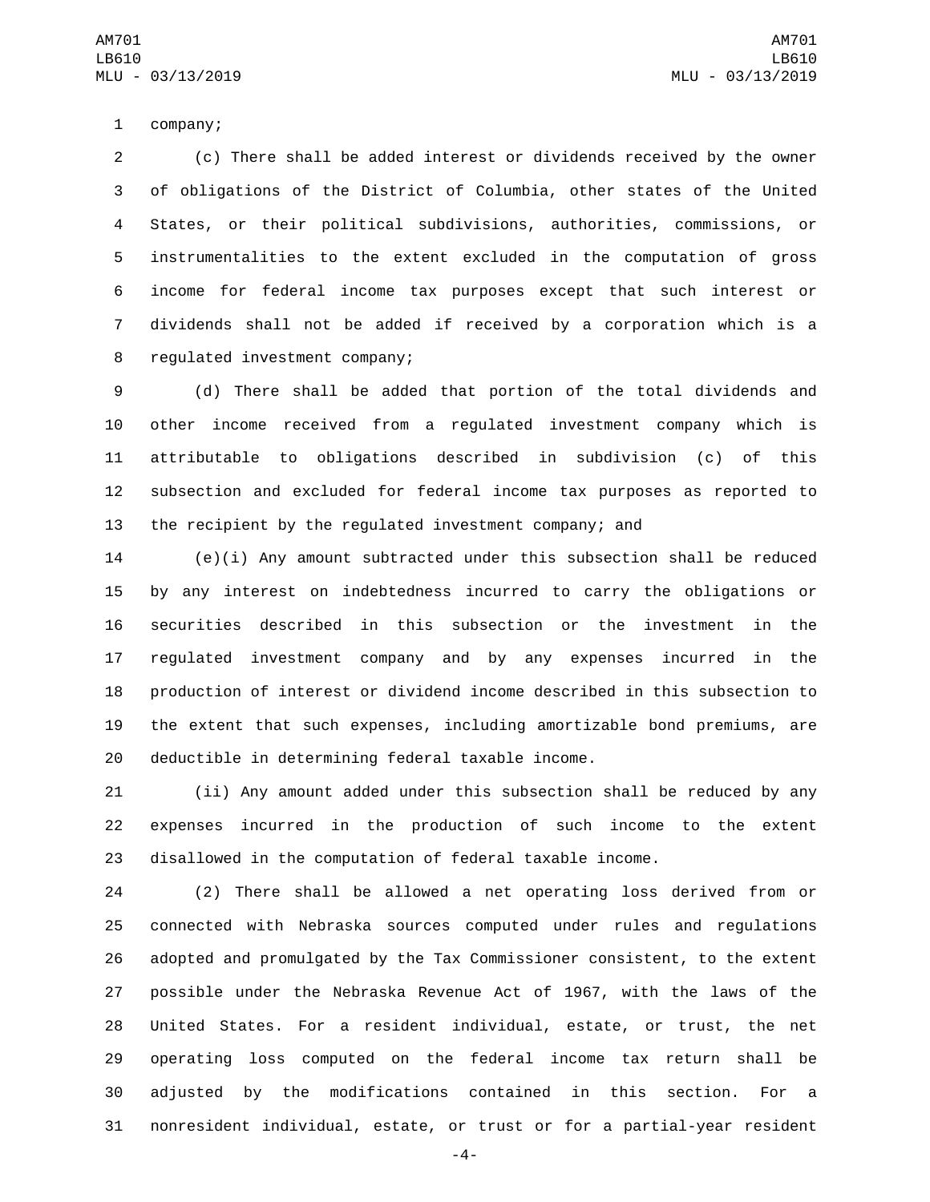company;

(c) There shall be added interest or dividends received by the owner of obligations of the District of Columbia, other states of the United States, or their political subdivisions, authorities, commissions, or instrumentalities to the extent excluded in the computation of gross income for federal income tax purposes except that such interest or dividends shall not be added if received by a corporation which is a regulated investment company;

(d) There shall be added that portion of the total dividends and other income received from a regulated investment company which is attributable to obligations described in subdivision (c) of this subsection and excluded for federal income tax purposes as reported to the recipient by the regulated investment company; and

(e)(i) Any amount subtracted under this subsection shall be reduced by any interest on indebtedness incurred to carry the obligations or securities described in this subsection or the investment in the regulated investment company and by any expenses incurred in the production of interest or dividend income described in this subsection to the extent that such expenses, including amortizable bond premiums, are deductible in determining federal taxable income.

(ii) Any amount added under this subsection shall be reduced by any expenses incurred in the production of such income to the extent disallowed in the computation of federal taxable income.

(2) There shall be allowed a net operating loss derived from or connected with Nebraska sources computed under rules and regulations adopted and promulgated by the Tax Commissioner consistent, to the extent possible under the Nebraska Revenue Act of 1967, with the laws of the United States. For a resident individual, estate, or trust, the net operating loss computed on the federal income tax return shall be adjusted by the modifications contained in this section. For a nonresident individual, estate, or trust or for a partial-year resident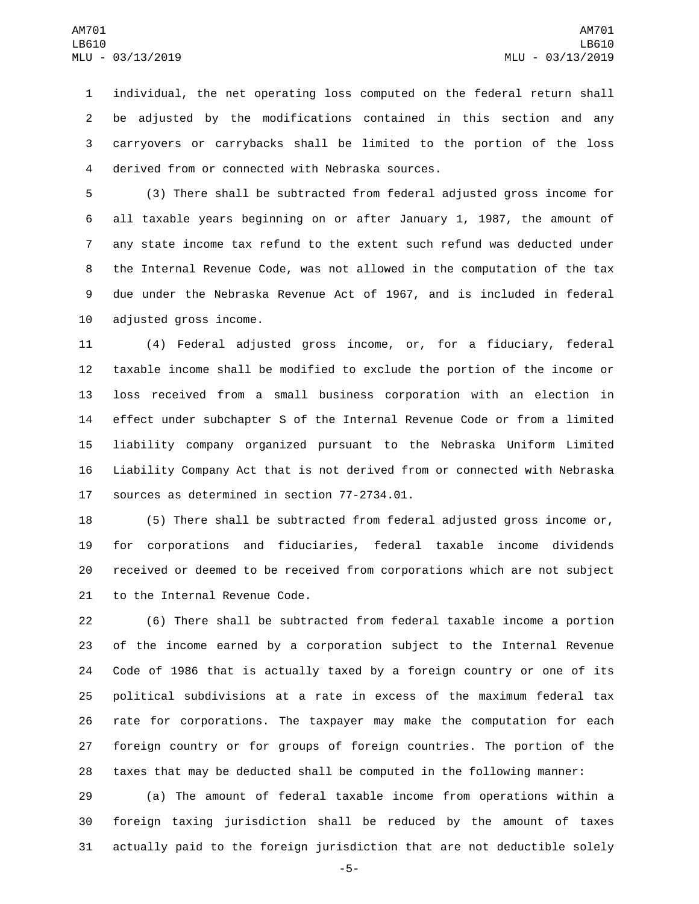individual, the net operating loss computed on the federal return shall be adjusted by the modifications contained in this section and any carryovers or carrybacks shall be limited to the portion of the loss derived from or connected with Nebraska sources.

(3) There shall be subtracted from federal adjusted gross income for all taxable years beginning on or after January 1, 1987, the amount of any state income tax refund to the extent such refund was deducted under the Internal Revenue Code, was not allowed in the computation of the tax due under the Nebraska Revenue Act of 1967, and is included in federal adjusted gross income.

(4) Federal adjusted gross income, or, for a fiduciary, federal taxable income shall be modified to exclude the portion of the income or loss received from a small business corporation with an election in effect under subchapter S of the Internal Revenue Code or from a limited liability company organized pursuant to the Nebraska Uniform Limited Liability Company Act that is not derived from or connected with Nebraska sources as determined in section 77-2734.01.

(5) There shall be subtracted from federal adjusted gross income or, for corporations and fiduciaries, federal taxable income dividends received or deemed to be received from corporations which are not subject to the Internal Revenue Code.

(6) There shall be subtracted from federal taxable income a portion of the income earned by a corporation subject to the Internal Revenue Code of 1986 that is actually taxed by a foreign country or one of its political subdivisions at a rate in excess of the maximum federal tax rate for corporations. The taxpayer may make the computation for each foreign country or for groups of foreign countries. The portion of the taxes that may be deducted shall be computed in the following manner:

(a) The amount of federal taxable income from operations within a foreign taxing jurisdiction shall be reduced by the amount of taxes actually paid to the foreign jurisdiction that are not deductible solely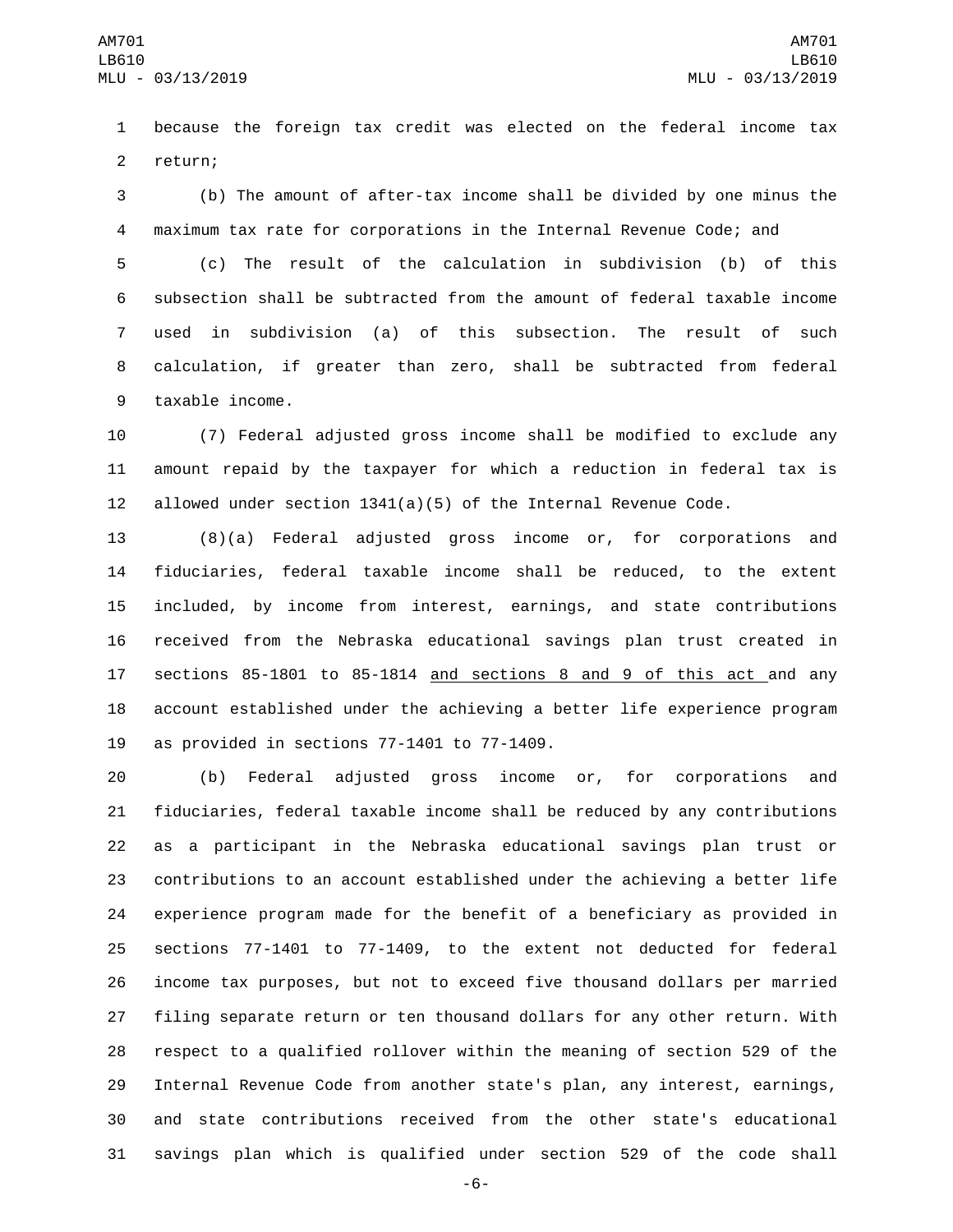because the foreign tax credit was elected on the federal income tax return;

(b) The amount of after-tax income shall be divided by one minus the maximum tax rate for corporations in the Internal Revenue Code; and

(c) The result of the calculation in subdivision (b) of this subsection shall be subtracted from the amount of federal taxable income used in subdivision (a) of this subsection. The result of such calculation, if greater than zero, shall be subtracted from federal taxable income.

(7) Federal adjusted gross income shall be modified to exclude any amount repaid by the taxpayer for which a reduction in federal tax is allowed under section 1341(a)(5) of the Internal Revenue Code.

(8)(a) Federal adjusted gross income or, for corporations and fiduciaries, federal taxable income shall be reduced, to the extent included, by income from interest, earnings, and state contributions received from the Nebraska educational savings plan trust created in sections 85-1801 to 85-1814 <u>and sections 8 and 9 of this act</u> and any account established under the achieving a better life experience program as provided in sections 77-1401 to 77-1409.

(b) Federal adjusted gross income or, for corporations and fiduciaries, federal taxable income shall be reduced by any contributions as a participant in the Nebraska educational savings plan trust or contributions to an account established under the achieving a better life experience program made for the benefit of a beneficiary as provided in sections 77-1401 to 77-1409, to the extent not deducted for federal income tax purposes, but not to exceed five thousand dollars per married filing separate return or ten thousand dollars for any other return. With respect to a qualified rollover within the meaning of section 529 of the Internal Revenue Code from another state's plan, any interest, earnings, and state contributions received from the other state's educational savings plan which is qualified under section 529 of the code shall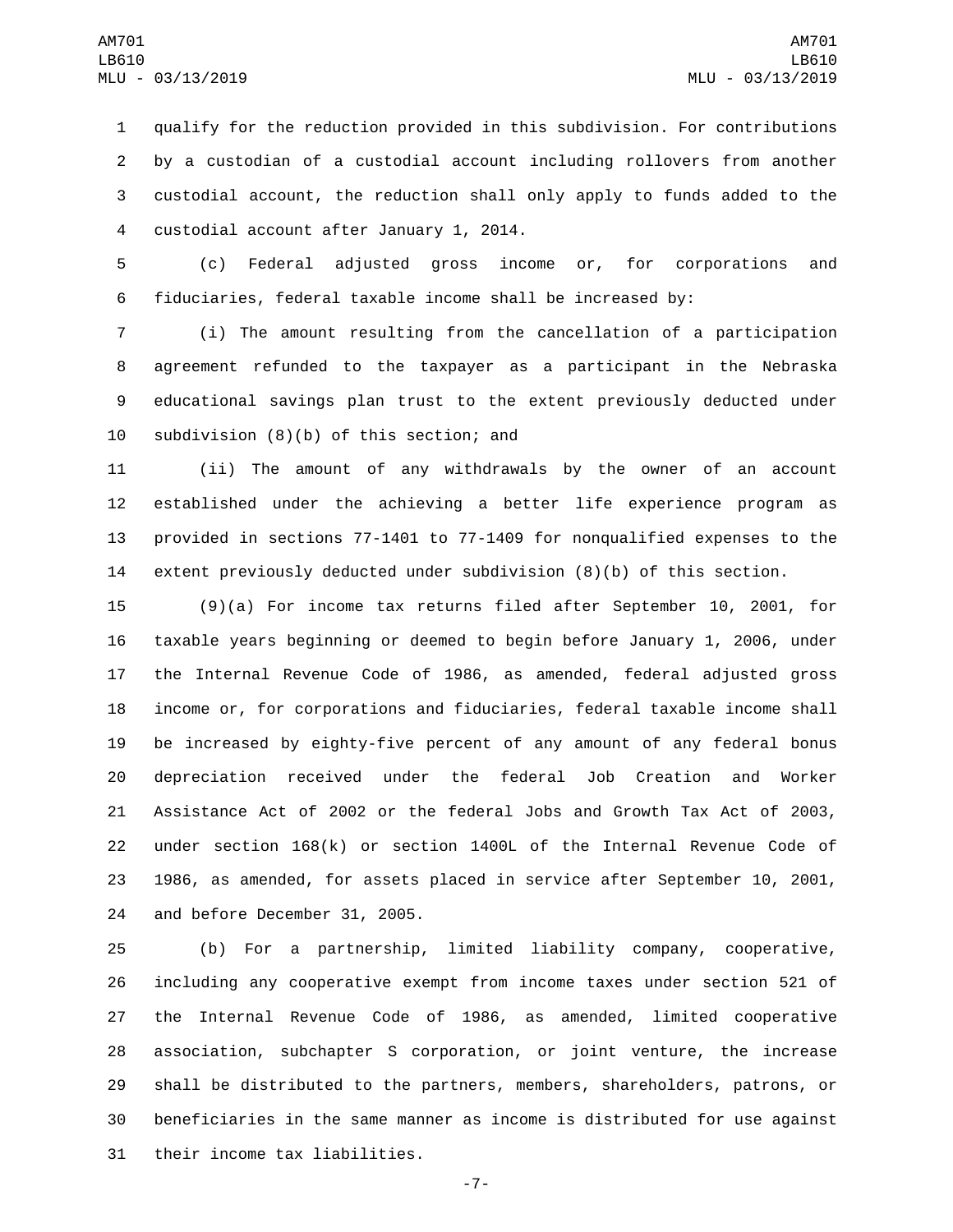qualify for the reduction provided in this subdivision. For contributions by a custodian of a custodial account including rollovers from another custodial account, the reduction shall only apply to funds added to the custodial account after January 1, 2014.

(c) Federal adjusted gross income or, for corporations and fiduciaries, federal taxable income shall be increased by:

(i) The amount resulting from the cancellation of a participation agreement refunded to the taxpayer as a participant in the Nebraska educational savings plan trust to the extent previously deducted under subdivision (8)(b) of this section; and

(ii) The amount of any withdrawals by the owner of an account established under the achieving a better life experience program as provided in sections 77-1401 to 77-1409 for nonqualified expenses to the extent previously deducted under subdivision (8)(b) of this section.

(9)(a) For income tax returns filed after September 10, 2001, for taxable years beginning or deemed to begin before January 1, 2006, under the Internal Revenue Code of 1986, as amended, federal adjusted gross income or, for corporations and fiduciaries, federal taxable income shall be increased by eighty-five percent of any amount of any federal bonus depreciation received under the federal Job Creation and Worker Assistance Act of 2002 or the federal Jobs and Growth Tax Act of 2003, under section 168(k) or section 1400L of the Internal Revenue Code of 1986, as amended, for assets placed in service after September 10, 2001, and before December 31, 2005.

(b) For a partnership, limited liability company, cooperative, including any cooperative exempt from income taxes under section 521 of the Internal Revenue Code of 1986, as amended, limited cooperative association, subchapter S corporation, or joint venture, the increase shall be distributed to the partners, members, shareholders, patrons, or beneficiaries in the same manner as income is distributed for use against their income tax liabilities.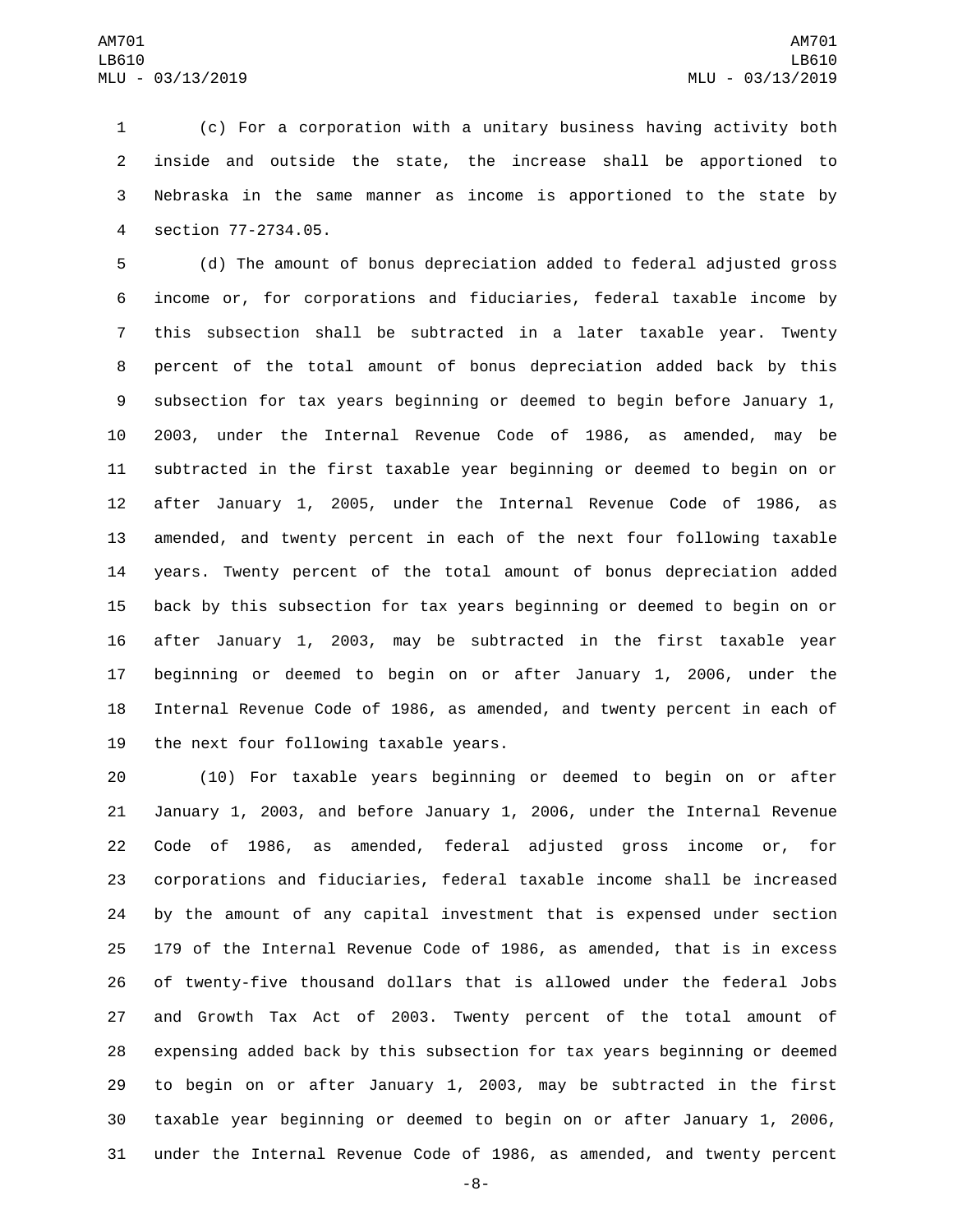(c) For a corporation with a unitary business having activity both inside and outside the state, the increase shall be apportioned to Nebraska in the same manner as income is apportioned to the state by section 77-2734.05.

(d) The amount of bonus depreciation added to federal adjusted gross income or, for corporations and fiduciaries, federal taxable income by this subsection shall be subtracted in a later taxable year. Twenty percent of the total amount of bonus depreciation added back by this subsection for tax years beginning or deemed to begin before January 1, 2003, under the Internal Revenue Code of 1986, as amended, may be subtracted in the first taxable year beginning or deemed to begin on or after January 1, 2005, under the Internal Revenue Code of 1986, as amended, and twenty percent in each of the next four following taxable years. Twenty percent of the total amount of bonus depreciation added back by this subsection for tax years beginning or deemed to begin on or after January 1, 2003, may be subtracted in the first taxable year beginning or deemed to begin on or after January 1, 2006, under the Internal Revenue Code of 1986, as amended, and twenty percent in each of the next four following taxable years.

(10) For taxable years beginning or deemed to begin on or after January 1, 2003, and before January 1, 2006, under the Internal Revenue Code of 1986, as amended, federal adjusted gross income or, for corporations and fiduciaries, federal taxable income shall be increased by the amount of any capital investment that is expensed under section 179 of the Internal Revenue Code of 1986, as amended, that is in excess of twenty-five thousand dollars that is allowed under the federal Jobs and Growth Tax Act of 2003. Twenty percent of the total amount of expensing added back by this subsection for tax years beginning or deemed to begin on or after January 1, 2003, may be subtracted in the first taxable year beginning or deemed to begin on or after January 1, 2006, under the Internal Revenue Code of 1986, as amended, and twenty percent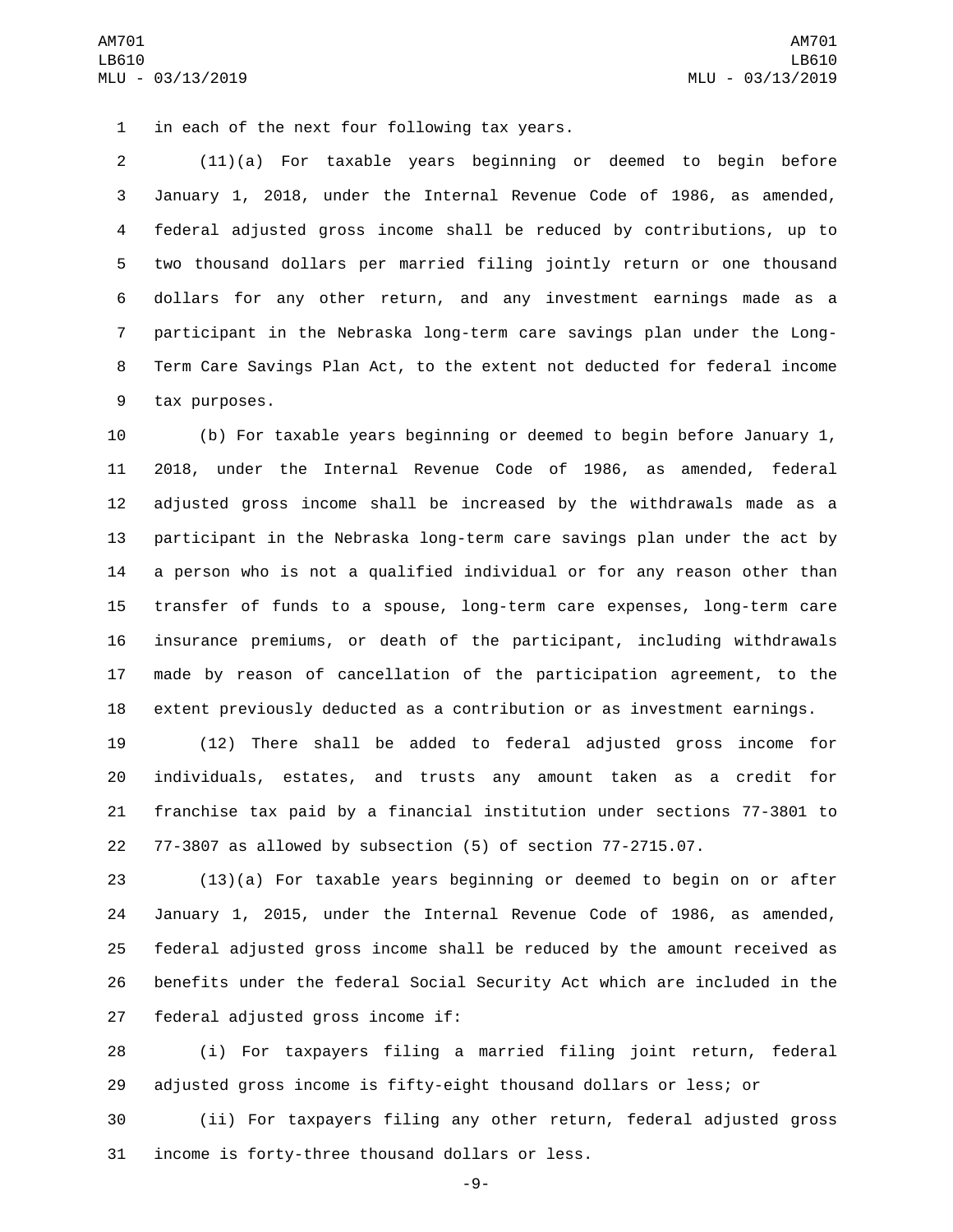in each of the next four following tax years.

(11)(a) For taxable years beginning or deemed to begin before January 1, 2018, under the Internal Revenue Code of 1986, as amended, federal adjusted gross income shall be reduced by contributions, up to two thousand dollars per married filing jointly return or one thousand dollars for any other return, and any investment earnings made as a participant in the Nebraska long-term care savings plan under the Long-Term Care Savings Plan Act, to the extent not deducted for federal income tax purposes.

(b) For taxable years beginning or deemed to begin before January 1, 2018, under the Internal Revenue Code of 1986, as amended, federal adjusted gross income shall be increased by the withdrawals made as a participant in the Nebraska long-term care savings plan under the act by a person who is not a qualified individual or for any reason other than transfer of funds to a spouse, long-term care expenses, long-term care insurance premiums, or death of the participant, including withdrawals made by reason of cancellation of the participation agreement, to the extent previously deducted as a contribution or as investment earnings.

(12) There shall be added to federal adjusted gross income for individuals, estates, and trusts any amount taken as a credit for franchise tax paid by a financial institution under sections 77-3801 to 77-3807 as allowed by subsection (5) of section 77-2715.07.

(13)(a) For taxable years beginning or deemed to begin on or after January 1, 2015, under the Internal Revenue Code of 1986, as amended, federal adjusted gross income shall be reduced by the amount received as benefits under the federal Social Security Act which are included in the federal adjusted gross income if:

(i) For taxpayers filing a married filing joint return, federal adjusted gross income is fifty-eight thousand dollars or less; or

(ii) For taxpayers filing any other return, federal adjusted gross income is forty-three thousand dollars or less.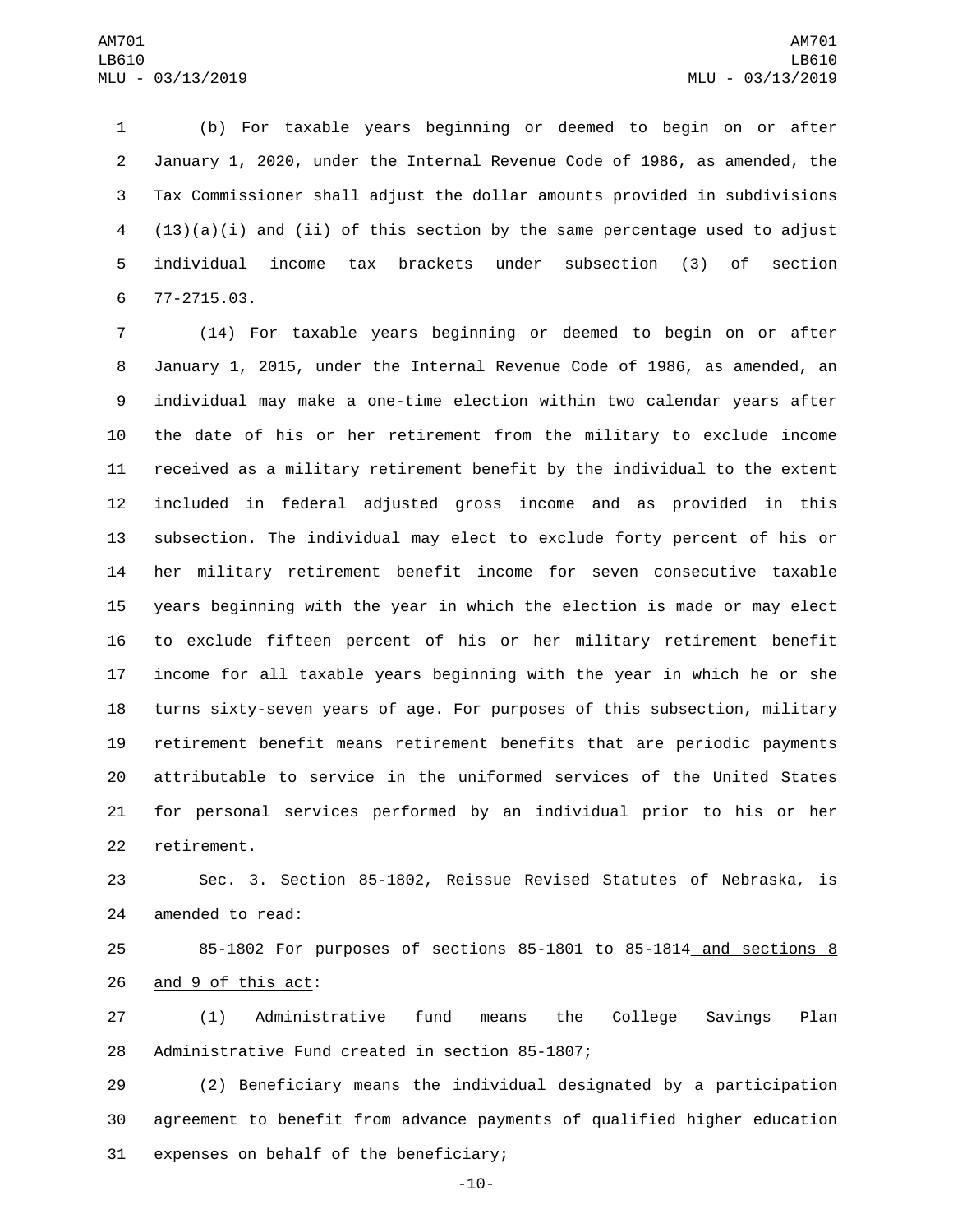(b) For taxable years beginning or deemed to begin on or after January 1, 2020, under the Internal Revenue Code of 1986, as amended, the Tax Commissioner shall adjust the dollar amounts provided in subdivisions (13)(a)(i) and (ii) of this section by the same percentage used to adjust individual income tax brackets under subsection (3) of section 77-2715.03.

(14) For taxable years beginning or deemed to begin on or after January 1, 2015, under the Internal Revenue Code of 1986, as amended, an individual may make a one-time election within two calendar years after the date of his or her retirement from the military to exclude income received as a military retirement benefit by the individual to the extent included in federal adjusted gross income and as provided in this subsection. The individual may elect to exclude forty percent of his or her military retirement benefit income for seven consecutive taxable years beginning with the year in which the election is made or may elect to exclude fifteen percent of his or her military retirement benefit income for all taxable years beginning with the year in which he or she turns sixty-seven years of age. For purposes of this subsection, military retirement benefit means retirement benefits that are periodic payments attributable to service in the uniformed services of the United States for personal services performed by an individual prior to his or her retirement.

Sec. 3. Section 85-1802, Reissue Revised Statutes of Nebraska, is amended to read:

85-1802 For purposes of sections 85-1801 to 85-1814 <u>and sections 8 and 9 of this act</u>:

(1) Administrative fund means the College Savings Plan Administrative Fund created in section 85-1807;

(2) Beneficiary means the individual designated by a participation agreement to benefit from advance payments of qualified higher education expenses on behalf of the beneficiary;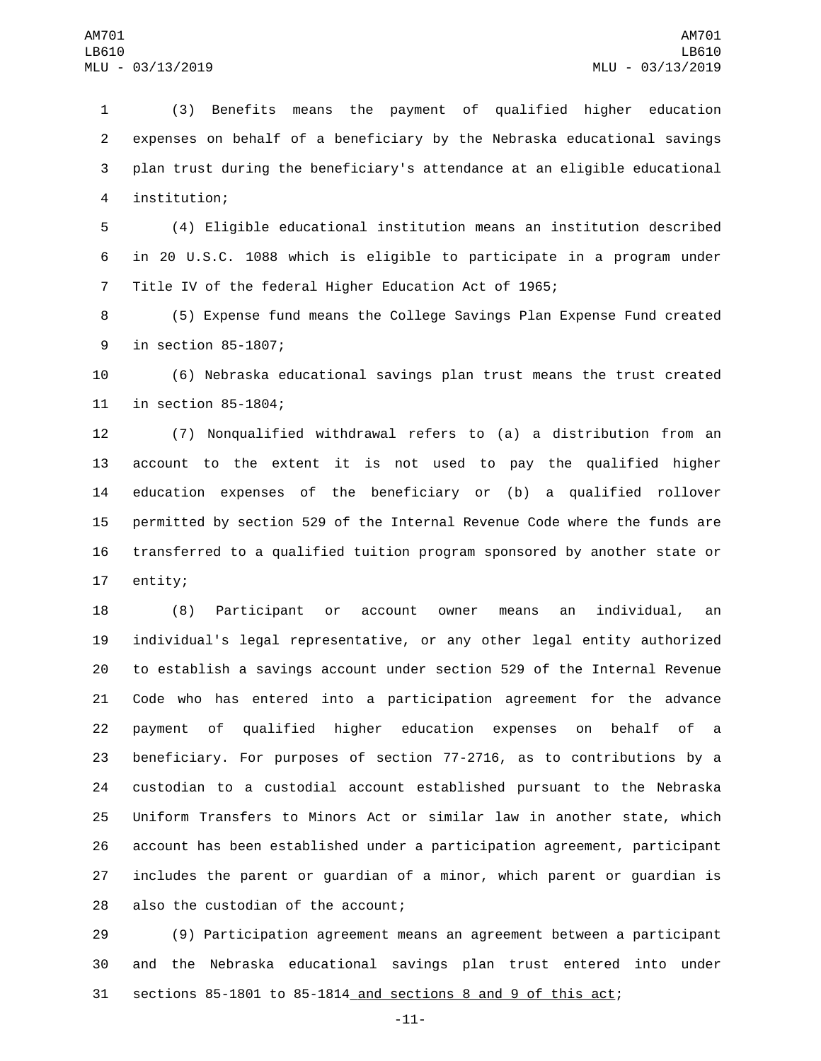(3) Benefits means the payment of qualified higher education expenses on behalf of a beneficiary by the Nebraska educational savings plan trust during the beneficiary's attendance at an eligible educational institution;

(4) Eligible educational institution means an institution described in 20 U.S.C. 1088 which is eligible to participate in a program under Title IV of the federal Higher Education Act of 1965;

(5) Expense fund means the College Savings Plan Expense Fund created in section 85-1807;

(6) Nebraska educational savings plan trust means the trust created in section 85-1804;

(7) Nonqualified withdrawal refers to (a) a distribution from an account to the extent it is not used to pay the qualified higher education expenses of the beneficiary or (b) a qualified rollover permitted by section 529 of the Internal Revenue Code where the funds are transferred to a qualified tuition program sponsored by another state or entity;

(8) Participant or account owner means an individual, an individual's legal representative, or any other legal entity authorized to establish a savings account under section 529 of the Internal Revenue Code who has entered into a participation agreement for the advance payment of qualified higher education expenses on behalf of a beneficiary. For purposes of section 77-2716, as to contributions by a custodian to a custodial account established pursuant to the Nebraska Uniform Transfers to Minors Act or similar law in another state, which account has been established under a participation agreement, participant includes the parent or guardian of a minor, which parent or guardian is also the custodian of the account;

(9) Participation agreement means an agreement between a participant and the Nebraska educational savings plan trust entered into under sections 85-1801 to 85-1814 and sections 8 and 9 of this act;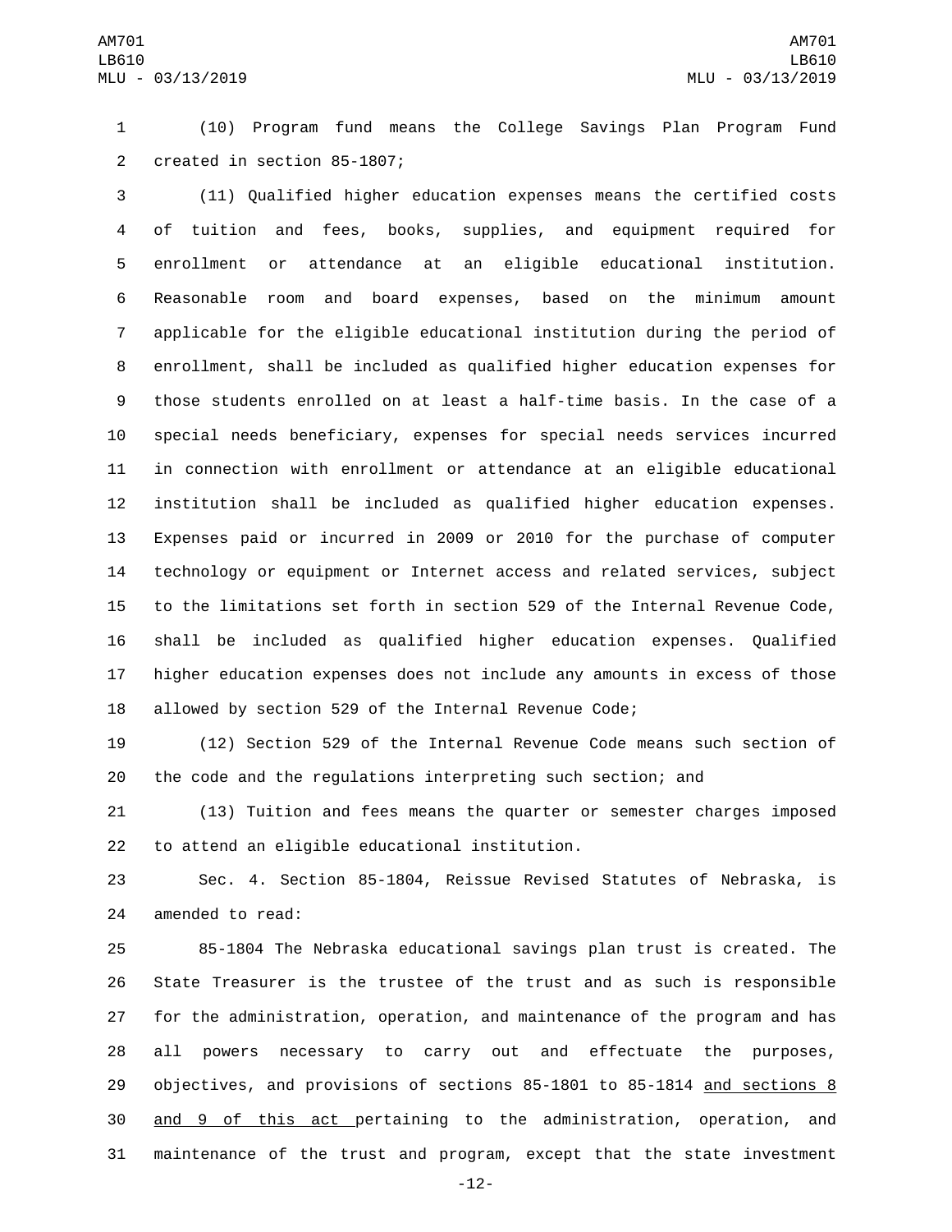(10) Program fund means the College Savings Plan Program Fund created in section 85-1807;

(11) Qualified higher education expenses means the certified costs of tuition and fees, books, supplies, and equipment required for enrollment or attendance at an eligible educational institution. Reasonable room and board expenses, based on the minimum amount applicable for the eligible educational institution during the period of enrollment, shall be included as qualified higher education expenses for those students enrolled on at least a half-time basis. In the case of a special needs beneficiary, expenses for special needs services incurred in connection with enrollment or attendance at an eligible educational institution shall be included as qualified higher education expenses. Expenses paid or incurred in 2009 or 2010 for the purchase of computer technology or equipment or Internet access and related services, subject to the limitations set forth in section 529 of the Internal Revenue Code, shall be included as qualified higher education expenses. Qualified higher education expenses does not include any amounts in excess of those allowed by section 529 of the Internal Revenue Code;

(12) Section 529 of the Internal Revenue Code means such section of the code and the regulations interpreting such section; and

(13) Tuition and fees means the quarter or semester charges imposed to attend an eligible educational institution.

Sec. 4. Section 85-1804, Reissue Revised Statutes of Nebraska, is amended to read:

85-1804 The Nebraska educational savings plan trust is created. The State Treasurer is the trustee of the trust and as such is responsible for the administration, operation, and maintenance of the program and has all powers necessary to carry out and effectuate the purposes, objectives, and provisions of sections 85-1801 to 85-1814 <u>and sections 8 and 9 of this act</u> pertaining to the administration, operation, and maintenance of the trust and program, except that the state investment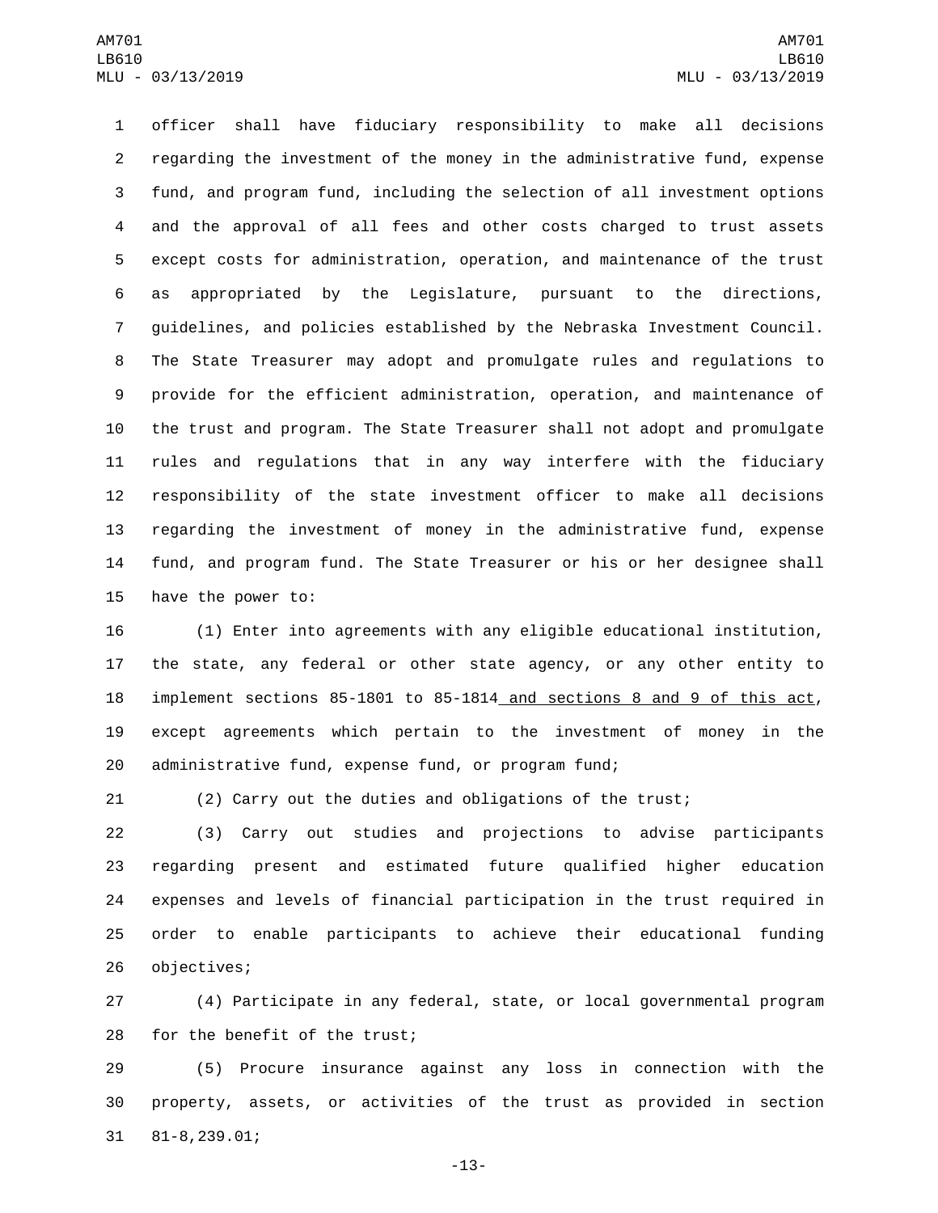officer shall have fiduciary responsibility to make all decisions regarding the investment of the money in the administrative fund, expense fund, and program fund, including the selection of all investment options and the approval of all fees and other costs charged to trust assets except costs for administration, operation, and maintenance of the trust as appropriated by the Legislature, pursuant to the directions, guidelines, and policies established by the Nebraska Investment Council. The State Treasurer may adopt and promulgate rules and regulations to provide for the efficient administration, operation, and maintenance of the trust and program. The State Treasurer shall not adopt and promulgate rules and regulations that in any way interfere with the fiduciary responsibility of the state investment officer to make all decisions regarding the investment of money in the administrative fund, expense fund, and program fund. The State Treasurer or his or her designee shall have the power to:

(1) Enter into agreements with any eligible educational institution, the state, any federal or other state agency, or any other entity to implement sections 85-1801 to 85-1814 and sections 8 and 9 of this act, except agreements which pertain to the investment of money in the administrative fund, expense fund, or program fund;

(2) Carry out the duties and obligations of the trust;

(3) Carry out studies and projections to advise participants regarding present and estimated future qualified higher education expenses and levels of financial participation in the trust required in order to enable participants to achieve their educational funding objectives;

(4) Participate in any federal, state, or local governmental program for the benefit of the trust;

(5) Procure insurance against any loss in connection with the property, assets, or activities of the trust as provided in section 81-8,239.01;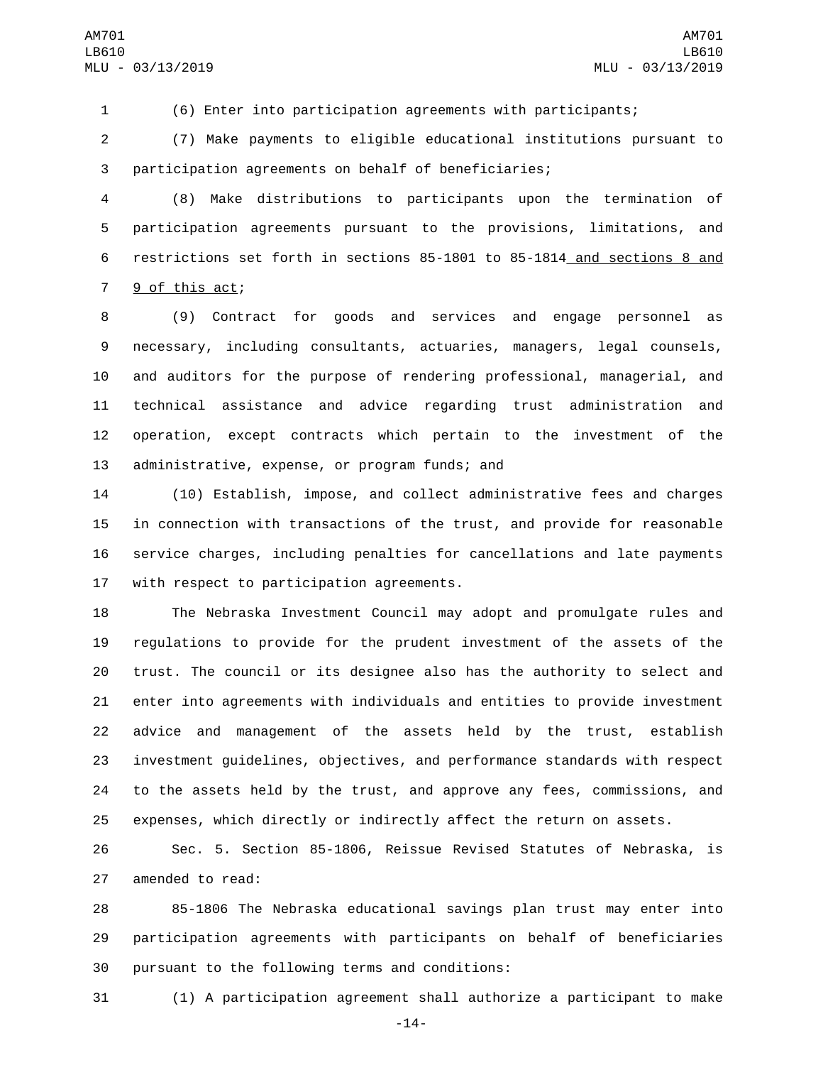(6) Enter into participation agreements with participants;

(7) Make payments to eligible educational institutions pursuant to participation agreements on behalf of beneficiaries;

(8) Make distributions to participants upon the termination of participation agreements pursuant to the provisions, limitations, and restrictions set forth in sections 85-1801 to 85-1814 <u>and sections 8 and 9 of this act</u>;

(9) Contract for goods and services and engage personnel as necessary, including consultants, actuaries, managers, legal counsels, and auditors for the purpose of rendering professional, managerial, and technical assistance and advice regarding trust administration and operation, except contracts which pertain to the investment of the administrative, expense, or program funds; and

(10) Establish, impose, and collect administrative fees and charges in connection with transactions of the trust, and provide for reasonable service charges, including penalties for cancellations and late payments with respect to participation agreements.

The Nebraska Investment Council may adopt and promulgate rules and regulations to provide for the prudent investment of the assets of the trust. The council or its designee also has the authority to select and enter into agreements with individuals and entities to provide investment advice and management of the assets held by the trust, establish investment guidelines, objectives, and performance standards with respect to the assets held by the trust, and approve any fees, commissions, and expenses, which directly or indirectly affect the return on assets.

Sec. 5. Section 85-1806, Reissue Revised Statutes of Nebraska, is amended to read:

85-1806 The Nebraska educational savings plan trust may enter into participation agreements with participants on behalf of beneficiaries pursuant to the following terms and conditions:

(1) A participation agreement shall authorize a participant to make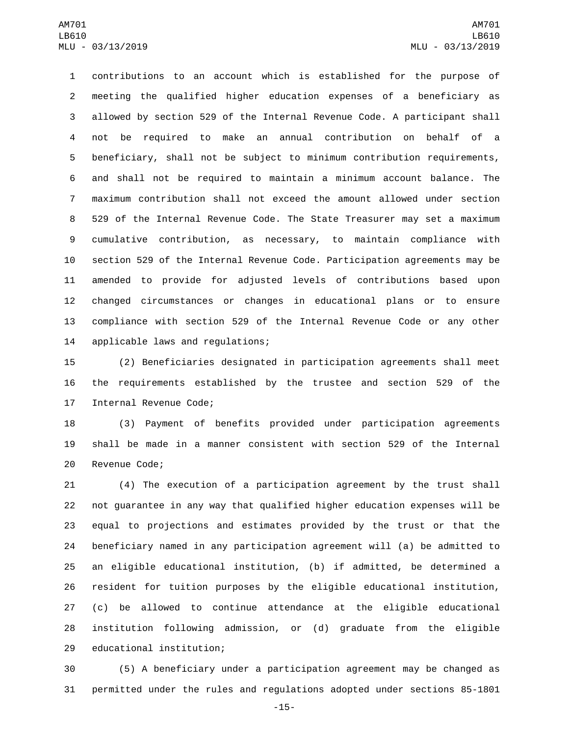contributions to an account which is established for the purpose of meeting the qualified higher education expenses of a beneficiary as allowed by section 529 of the Internal Revenue Code. A participant shall not be required to make an annual contribution on behalf of a beneficiary, shall not be subject to minimum contribution requirements, and shall not be required to maintain a minimum account balance. The maximum contribution shall not exceed the amount allowed under section 529 of the Internal Revenue Code. The State Treasurer may set a maximum cumulative contribution, as necessary, to maintain compliance with section 529 of the Internal Revenue Code. Participation agreements may be amended to provide for adjusted levels of contributions based upon changed circumstances or changes in educational plans or to ensure compliance with section 529 of the Internal Revenue Code or any other applicable laws and regulations;

(2) Beneficiaries designated in participation agreements shall meet the requirements established by the trustee and section 529 of the Internal Revenue Code;

(3) Payment of benefits provided under participation agreements shall be made in a manner consistent with section 529 of the Internal Revenue Code;

(4) The execution of a participation agreement by the trust shall not guarantee in any way that qualified higher education expenses will be equal to projections and estimates provided by the trust or that the beneficiary named in any participation agreement will (a) be admitted to an eligible educational institution, (b) if admitted, be determined a resident for tuition purposes by the eligible educational institution, (c) be allowed to continue attendance at the eligible educational institution following admission, or (d) graduate from the eligible educational institution;

(5) A beneficiary under a participation agreement may be changed as permitted under the rules and regulations adopted under sections 85-1801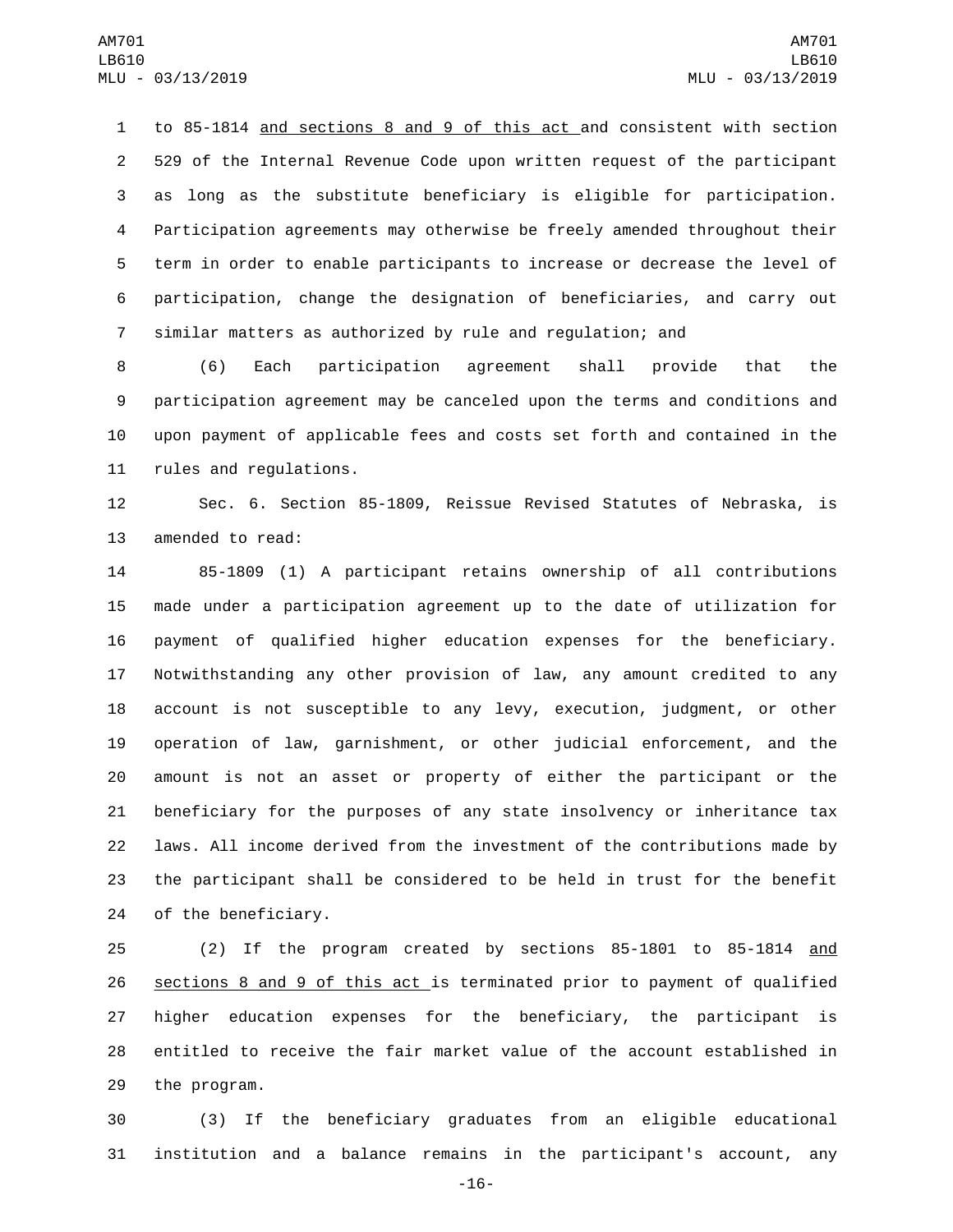to 85-1814 <u>and sections 8 and 9 of this act</u> and consistent with section 529 of the Internal Revenue Code upon written request of the participant as long as the substitute beneficiary is eligible for participation. Participation agreements may otherwise be freely amended throughout their term in order to enable participants to increase or decrease the level of participation, change the designation of beneficiaries, and carry out similar matters as authorized by rule and regulation; and

(6) Each participation agreement shall provide that the participation agreement may be canceled upon the terms and conditions and upon payment of applicable fees and costs set forth and contained in the rules and regulations.

Sec. 6. Section 85-1809, Reissue Revised Statutes of Nebraska, is amended to read:

85-1809 (1) A participant retains ownership of all contributions made under a participation agreement up to the date of utilization for payment of qualified higher education expenses for the beneficiary. Notwithstanding any other provision of law, any amount credited to any account is not susceptible to any levy, execution, judgment, or other operation of law, garnishment, or other judicial enforcement, and the amount is not an asset or property of either the participant or the beneficiary for the purposes of any state insolvency or inheritance tax laws. All income derived from the investment of the contributions made by the participant shall be considered to be held in trust for the benefit of the beneficiary.

(2) If the program created by sections 85-1801 to 85-1814 <u>and sections 8 and 9 of this act</u> is terminated prior to payment of qualified higher education expenses for the beneficiary, the participant is entitled to receive the fair market value of the account established in the program.

(3) If the beneficiary graduates from an eligible educational institution and a balance remains in the participant's account, any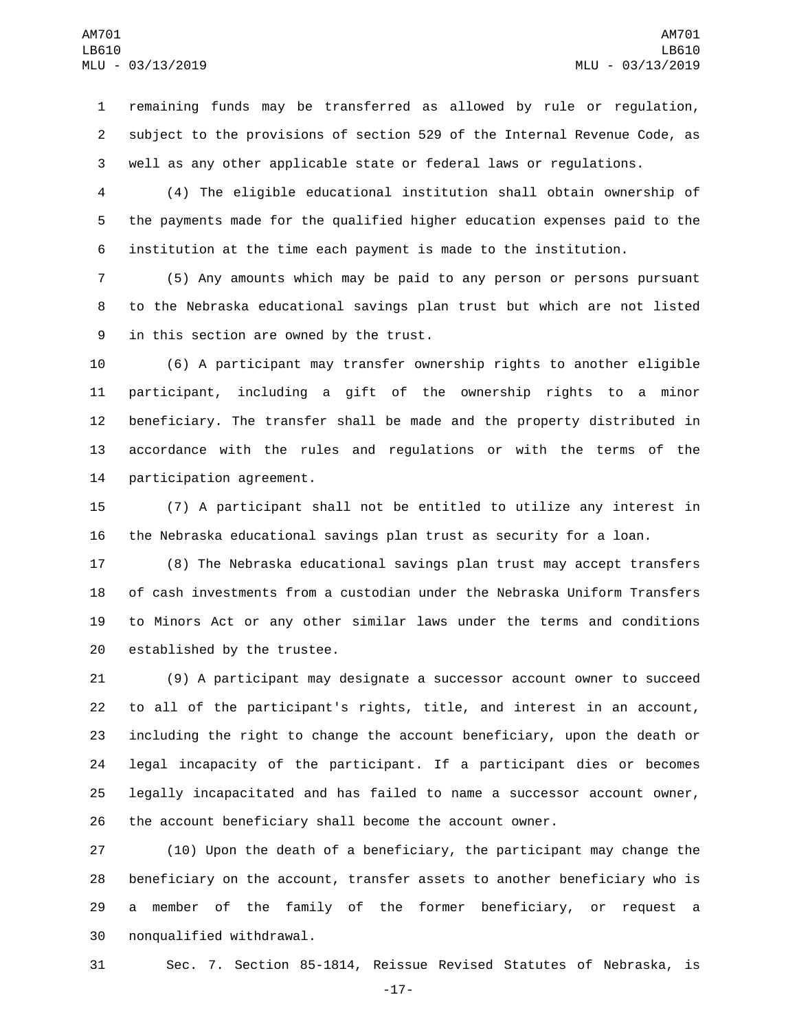remaining funds may be transferred as allowed by rule or regulation, subject to the provisions of section 529 of the Internal Revenue Code, as well as any other applicable state or federal laws or regulations.

(4) The eligible educational institution shall obtain ownership of the payments made for the qualified higher education expenses paid to the institution at the time each payment is made to the institution.

(5) Any amounts which may be paid to any person or persons pursuant to the Nebraska educational savings plan trust but which are not listed in this section are owned by the trust.

(6) A participant may transfer ownership rights to another eligible participant, including a gift of the ownership rights to a minor beneficiary. The transfer shall be made and the property distributed in accordance with the rules and regulations or with the terms of the participation agreement.

(7) A participant shall not be entitled to utilize any interest in the Nebraska educational savings plan trust as security for a loan.

(8) The Nebraska educational savings plan trust may accept transfers of cash investments from a custodian under the Nebraska Uniform Transfers to Minors Act or any other similar laws under the terms and conditions established by the trustee.

(9) A participant may designate a successor account owner to succeed to all of the participant's rights, title, and interest in an account, including the right to change the account beneficiary, upon the death or legal incapacity of the participant. If a participant dies or becomes legally incapacitated and has failed to name a successor account owner, the account beneficiary shall become the account owner.

(10) Upon the death of a beneficiary, the participant may change the beneficiary on the account, transfer assets to another beneficiary who is a member of the family of the former beneficiary, or request a nonqualified withdrawal.

Sec. 7. Section 85-1814, Reissue Revised Statutes of Nebraska, is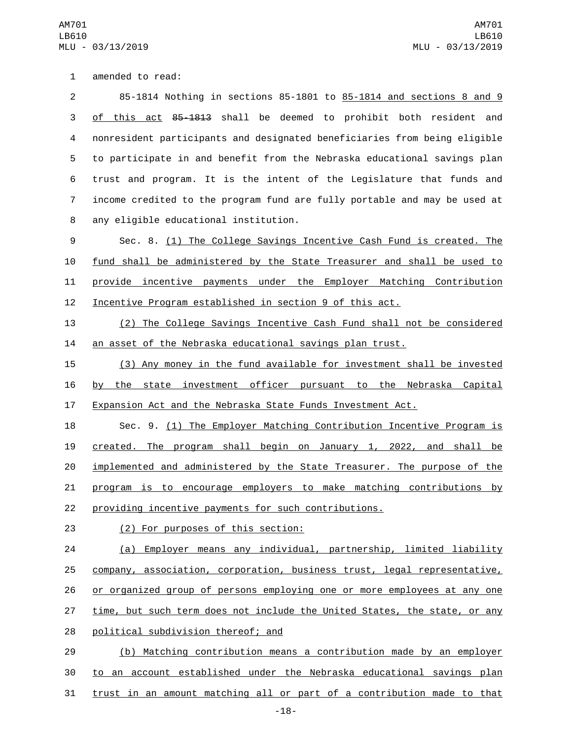amended to read:

85-1814 Nothing in sections 85-1801 to 85-1814 and sections 8 and 9 of this act ~~85-1813~~ shall be deemed to prohibit both resident and nonresident participants and designated beneficiaries from being eligible to participate in and benefit from the Nebraska educational savings plan trust and program. It is the intent of the Legislature that funds and income credited to the program fund are fully portable and may be used at any eligible educational institution.

Sec. 8. (1) The College Savings Incentive Cash Fund is created. The fund shall be administered by the State Treasurer and shall be used to provide incentive payments under the Employer Matching Contribution Incentive Program established in section 9 of this act.

(2) The College Savings Incentive Cash Fund shall not be considered an asset of the Nebraska educational savings plan trust.

(3) Any money in the fund available for investment shall be invested by the state investment officer pursuant to the Nebraska Capital Expansion Act and the Nebraska State Funds Investment Act.

Sec. 9. (1) The Employer Matching Contribution Incentive Program is created. The program shall begin on January 1, 2022, and shall be implemented and administered by the State Treasurer. The purpose of the program is to encourage employers to make matching contributions by providing incentive payments for such contributions.

(2) For purposes of this section:

(a) Employer means any individual, partnership, limited liability company, association, corporation, business trust, legal representative, or organized group of persons employing one or more employees at any one time, but such term does not include the United States, the state, or any political subdivision thereof; and

(b) Matching contribution means a contribution made by an employer to an account established under the Nebraska educational savings plan trust in an amount matching all or part of a contribution made to that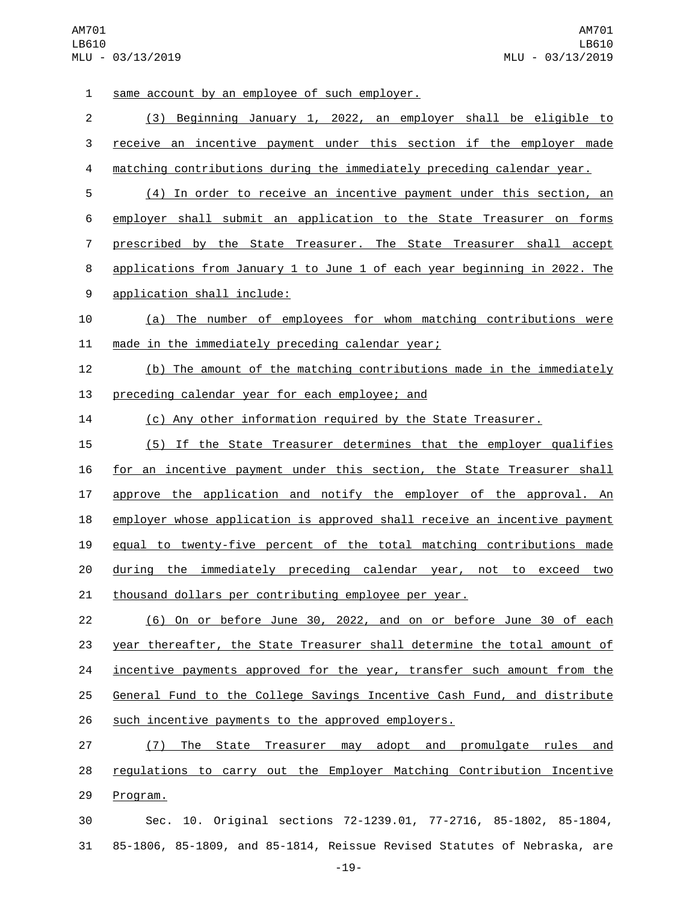same account by an employee of such employer.

(3) Beginning January 1, 2022, an employer shall be eligible to receive an incentive payment under this section if the employer made matching contributions during the immediately preceding calendar year.

(4) In order to receive an incentive payment under this section, an employer shall submit an application to the State Treasurer on forms prescribed by the State Treasurer. The State Treasurer shall accept applications from January 1 to June 1 of each year beginning in 2022. The application shall include:

(a) The number of employees for whom matching contributions were made in the immediately preceding calendar year;

(b) The amount of the matching contributions made in the immediately preceding calendar year for each employee; and

(c) Any other information required by the State Treasurer.

(5) If the State Treasurer determines that the employer qualifies for an incentive payment under this section, the State Treasurer shall approve the application and notify the employer of the approval. An employer whose application is approved shall receive an incentive payment equal to twenty-five percent of the total matching contributions made during the immediately preceding calendar year, not to exceed two thousand dollars per contributing employee per year.

(6) On or before June 30, 2022, and on or before June 30 of each year thereafter, the State Treasurer shall determine the total amount of incentive payments approved for the year, transfer such amount from the General Fund to the College Savings Incentive Cash Fund, and distribute such incentive payments to the approved employers.

(7) The State Treasurer may adopt and promulgate rules and regulations to carry out the Employer Matching Contribution Incentive Program.

Sec. 10. Original sections 72-1239.01, 77-2716, 85-1802, 85-1804, 85-1806, 85-1809, and 85-1814, Reissue Revised Statutes of Nebraska, are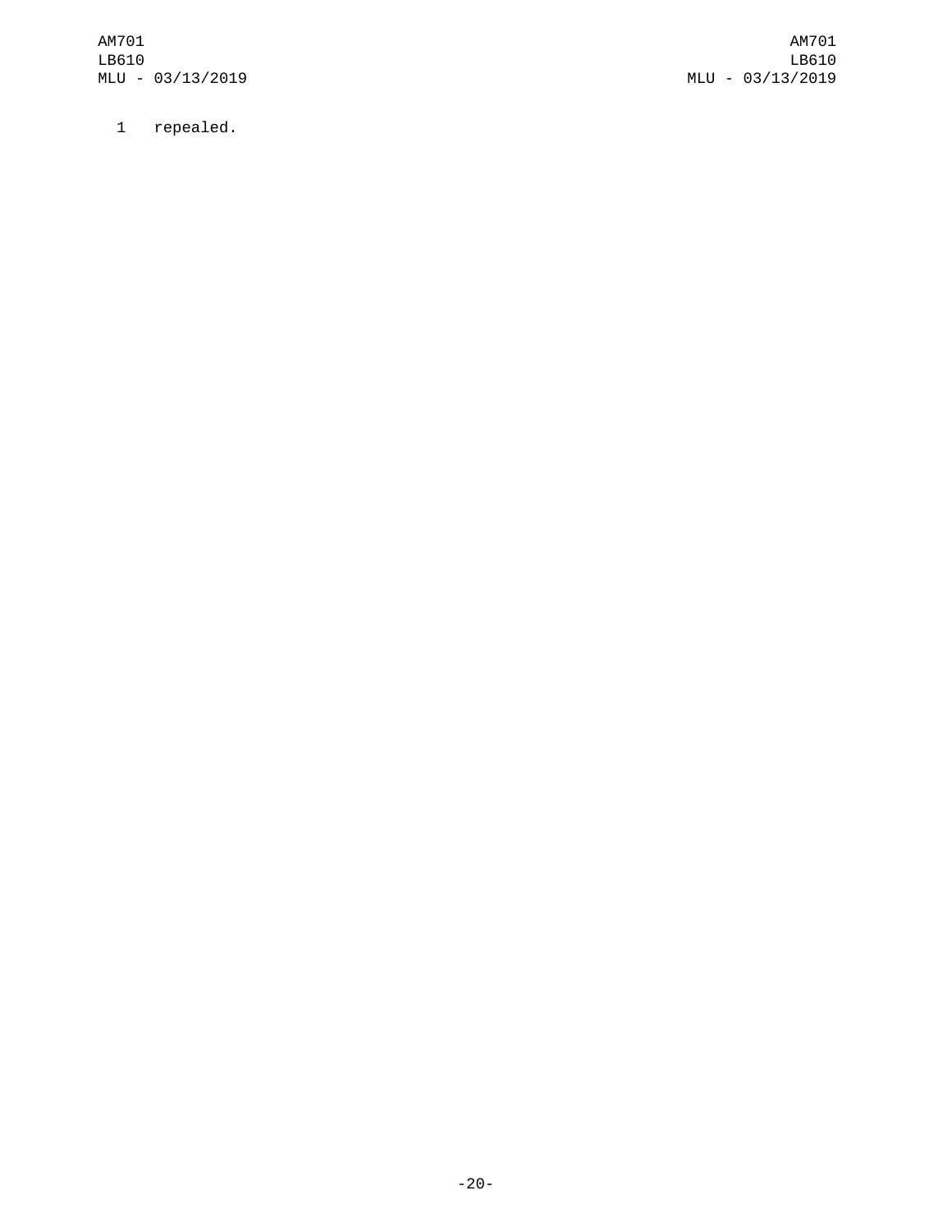1 repealed.